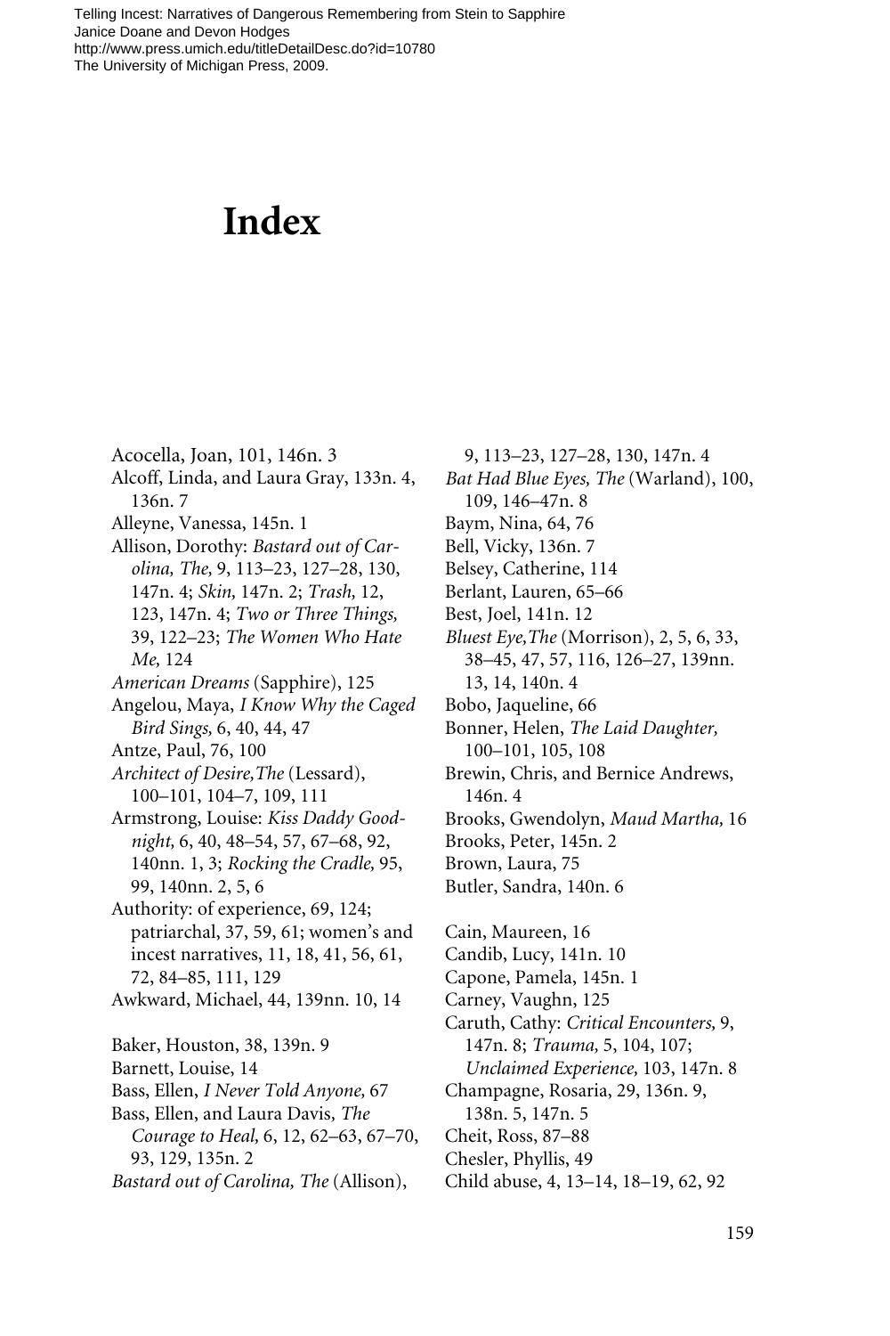# Index

Acocella, Joan, 101, 146n. 3
Alcoff, Linda, and Laura Gray, 133n. 4, 136n. 7
Alleyne, Vanessa, 145n. 1
Allison, Dorothy: *Bastard out of Carolina, The,* 9, 113–23, 127–28, 130, 147n. 4; *Skin,* 147n. 2; *Trash,* 12, 123, 147n. 4; *Two or Three Things,* 39, 122–23; *The Women Who Hate Me,* 124
*American Dreams* (Sapphire), 125
Angelou, Maya, *I Know Why the Caged Bird Sings,* 6, 40, 44, 47
Antze, Paul, 76, 100
*Architect of Desire,The* (Lessard), 100–101, 104–7, 109, 111
Armstrong, Louise: *Kiss Daddy Goodnight,* 6, 40, 48–54, 57, 67–68, 92, 140nn. 1, 3; *Rocking the Cradle,* 95, 99, 140nn. 2, 5, 6
Authority: of experience, 69, 124; patriarchal, 37, 59, 61; women's and incest narratives, 11, 18, 41, 56, 61, 72, 84–85, 111, 129
Awkward, Michael, 44, 139nn. 10, 14

Baker, Houston, 38, 139n. 9
Barnett, Louise, 14
Bass, Ellen, *I Never Told Anyone,* 67
Bass, Ellen, and Laura Davis*, The Courage to Heal,* 6, 12, 62–63, 67–70, 93, 129, 135n. 2
*Bastard out of Carolina, The* (Allison), 9, 113–23, 127–28, 130, 147n. 4
*Bat Had Blue Eyes, The* (Warland), 100, 109, 146–47n. 8
Baym, Nina, 64, 76
Bell, Vicky, 136n. 7
Belsey, Catherine, 114
Berlant, Lauren, 65–66
Best, Joel, 141n. 12
*Bluest Eye,The* (Morrison), 2, 5, 6, 33, 38–45, 47, 57, 116, 126–27, 139nn. 13, 14, 140n. 4
Bobo, Jaqueline, 66
Bonner, Helen, *The Laid Daughter,* 100–101, 105, 108
Brewin, Chris, and Bernice Andrews, 146n. 4
Brooks, Gwendolyn, *Maud Martha,* 16
Brooks, Peter, 145n. 2
Brown, Laura, 75
Butler, Sandra, 140n. 6

Cain, Maureen, 16
Candib, Lucy, 141n. 10
Capone, Pamela, 145n. 1
Carney, Vaughn, 125
Caruth, Cathy: *Critical Encounters,* 9, 147n. 8; *Trauma,* 5, 104, 107; *Unclaimed Experience,* 103, 147n. 8
Champagne, Rosaria, 29, 136n. 9, 138n. 5, 147n. 5
Cheit, Ross, 87–88
Chesler, Phyllis, 49
Child abuse, 4, 13–14, 18–19, 62, 92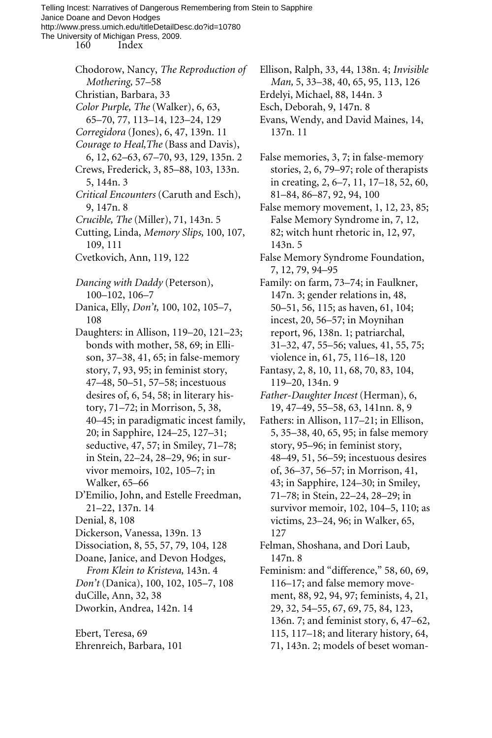Chodorow, Nancy, *The Reproduction of Mothering,* 57–58
Christian, Barbara, 33
*Color Purple, The* (Walker), 6, 63, 65–70, 77, 113–14, 123–24, 129
*Corregidora* (Jones), 6, 47, 139n. 11
*Courage to Heal,The* (Bass and Davis), 6, 12, 62–63, 67–70, 93, 129, 135n. 2
Crews, Frederick, 3, 85–88, 103, 133n. 5, 144n. 3
*Critical Encounters* (Caruth and Esch), 9, 147n. 8
*Crucible, The* (Miller), 71, 143n. 5
Cutting, Linda, *Memory Slips,* 100, 107, 109, 111
Cvetkovich, Ann, 119, 122

*Dancing with Daddy* (Peterson), 100–102, 106–7
Danica, Elly, *Don't,* 100, 102, 105–7, 108
Daughters: in Allison, 119–20, 121–23; bonds with mother, 58, 69; in Ellison, 37–38, 41, 65; in false-memory story, 7, 93, 95; in feminist story, 47–48, 50–51, 57–58; incestuous desires of, 6, 54, 58; in literary history, 71–72; in Morrison, 5, 38, 40–45; in paradigmatic incest family, 20; in Sapphire, 124–25, 127–31; seductive, 47, 57; in Smiley, 71–78; in Stein, 22–24, 28–29, 96; in survivor memoirs, 102, 105–7; in Walker, 65–66
D'Emilio, John, and Estelle Freedman, 21–22, 137n. 14
Denial, 8, 108
Dickerson, Vanessa, 139n. 13
Dissociation, 8, 55, 57, 79, 104, 128
Doane, Janice, and Devon Hodges, *From Klein to Kristeva,* 143n. 4
*Don't* (Danica), 100, 102, 105–7, 108
duCille, Ann, 32, 38
Dworkin, Andrea, 142n. 14

Ebert, Teresa, 69
Ehrenreich, Barbara, 101
Ellison, Ralph, 33, 44, 138n. 4; *Invisible Man,* 5, 33–38, 40, 65, 95, 113, 126
Erdelyi, Michael, 88, 144n. 3
Esch, Deborah, 9, 147n. 8
Evans, Wendy, and David Maines, 14, 137n. 11

False memories, 3, 7; in false-memory stories, 2, 6, 79–97; role of therapists in creating, 2, 6–7, 11, 17–18, 52, 60, 81–84, 86–87, 92, 94, 100
False memory movement, 1, 12, 23, 85; False Memory Syndrome in, 7, 12, 82; witch hunt rhetoric in, 12, 97, 143n. 5
False Memory Syndrome Foundation, 7, 12, 79, 94–95
Family: on farm, 73–74; in Faulkner, 147n. 3; gender relations in, 48, 50–51, 56, 115; as haven, 61, 104; incest, 20, 56–57; in Moynihan report, 96, 138n. 1; patriarchal, 31–32, 47, 55–56; values, 41, 55, 75; violence in, 61, 75, 116–18, 120
Fantasy, 2, 8, 10, 11, 68, 70, 83, 104, 119–20, 134n. 9
*Father-Daughter Incest* (Herman), 6, 19, 47–49, 55–58, 63, 141nn. 8, 9
Fathers: in Allison, 117–21; in Ellison, 5, 35–38, 40, 65, 95; in false memory story, 95–96; in feminist story, 48–49, 51, 56–59; incestuous desires of, 36–37, 56–57; in Morrison, 41, 43; in Sapphire, 124–30; in Smiley, 71–78; in Stein, 22–24, 28–29; in survivor memoir, 102, 104–5, 110; as victims, 23–24, 96; in Walker, 65, 127
Felman, Shoshana, and Dori Laub, 147n. 8
Feminism: and "difference," 58, 60, 69, 116–17; and false memory movement, 88, 92, 94, 97; feminists, 4, 21, 29, 32, 54–55, 67, 69, 75, 84, 123, 136n. 7; and feminist story, 6, 47–62, 115, 117–18; and literary history, 64, 71, 143n. 2; models of beset woman-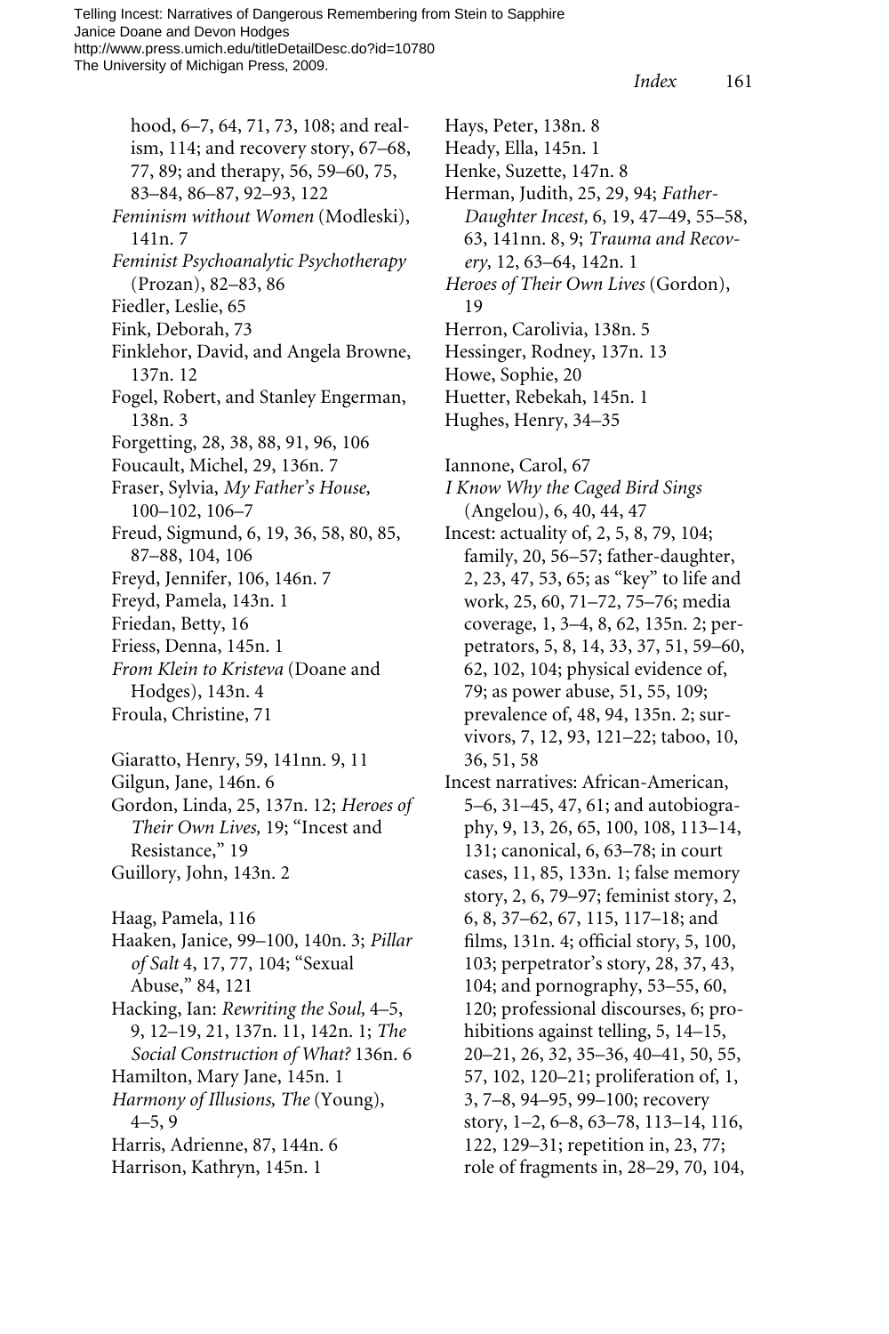hood, 6–7, 64, 71, 73, 108; and realism, 114; and recovery story, 67–68, 77, 89; and therapy, 56, 59–60, 75, 83–84, 86–87, 92–93, 122

*Feminism without Women* (Modleski), 141n. 7

*Feminist Psychoanalytic Psychotherapy* (Prozan), 82–83, 86

Fiedler, Leslie, 65

Fink, Deborah, 73

Finklehor, David, and Angela Browne, 137n. 12

Fogel, Robert, and Stanley Engerman, 138n. 3

Forgetting, 28, 38, 88, 91, 96, 106

Foucault, Michel, 29, 136n. 7

Fraser, Sylvia, *My Father's House,* 100–102, 106–7

Freud, Sigmund, 6, 19, 36, 58, 80, 85, 87–88, 104, 106

Freyd, Jennifer, 106, 146n. 7

Freyd, Pamela, 143n. 1

Friedan, Betty, 16

Friess, Denna, 145n. 1

*From Klein to Kristeva* (Doane and Hodges), 143n. 4

Froula, Christine, 71

Giaratto, Henry, 59, 141nn. 9, 11

Gilgun, Jane, 146n. 6

Gordon, Linda, 25, 137n. 12; *Heroes of Their Own Lives,* 19; "Incest and Resistance," 19

Guillory, John, 143n. 2

Haag, Pamela, 116

Haaken, Janice, 99–100, 140n. 3; *Pillar of Salt* 4, 17, 77, 104; "Sexual Abuse," 84, 121

Hacking, Ian: *Rewriting the Soul,* 4–5, 9, 12–19, 21, 137n. 11, 142n. 1; *The Social Construction of What?* 136n. 6

Hamilton, Mary Jane, 145n. 1

*Harmony of Illusions, The* (Young), 4–5, 9

Harris, Adrienne, 87, 144n. 6

Harrison, Kathryn, 145n. 1

Hays, Peter, 138n. 8

Heady, Ella, 145n. 1

Henke, Suzette, 147n. 8

Herman, Judith, 25, 29, 94; *Father-Daughter Incest,* 6, 19, 47–49, 55–58, 63, 141nn. 8, 9; *Trauma and Recovery,* 12, 63–64, 142n. 1

*Heroes of Their Own Lives* (Gordon), 19

Herron, Carolivia, 138n. 5

Hessinger, Rodney, 137n. 13

Howe, Sophie, 20

Huetter, Rebekah, 145n. 1

Hughes, Henry, 34–35

Iannone, Carol, 67

*I Know Why the Caged Bird Sings* (Angelou), 6, 40, 44, 47

Incest: actuality of, 2, 5, 8, 79, 104; family, 20, 56–57; father-daughter, 2, 23, 47, 53, 65; as "key" to life and work, 25, 60, 71–72, 75–76; media coverage, 1, 3–4, 8, 62, 135n. 2; perpetrators, 5, 8, 14, 33, 37, 51, 59–60, 62, 102, 104; physical evidence of, 79; as power abuse, 51, 55, 109; prevalence of, 48, 94, 135n. 2; survivors, 7, 12, 93, 121–22; taboo, 10, 36, 51, 58

Incest narratives: African-American, 5–6, 31–45, 47, 61; and autobiography, 9, 13, 26, 65, 100, 108, 113–14, 131; canonical, 6, 63–78; in court cases, 11, 85, 133n. 1; false memory story, 2, 6, 79–97; feminist story, 2, 6, 8, 37–62, 67, 115, 117–18; and films, 131n. 4; official story, 5, 100, 103; perpetrator's story, 28, 37, 43, 104; and pornography, 53–55, 60, 120; professional discourses, 6; prohibitions against telling, 5, 14–15, 20–21, 26, 32, 35–36, 40–41, 50, 55, 57, 102, 120–21; proliferation of, 1, 3, 7–8, 94–95, 99–100; recovery story, 1–2, 6–8, 63–78, 113–14, 116, 122, 129–31; repetition in, 23, 77; role of fragments in, 28–29, 70, 104,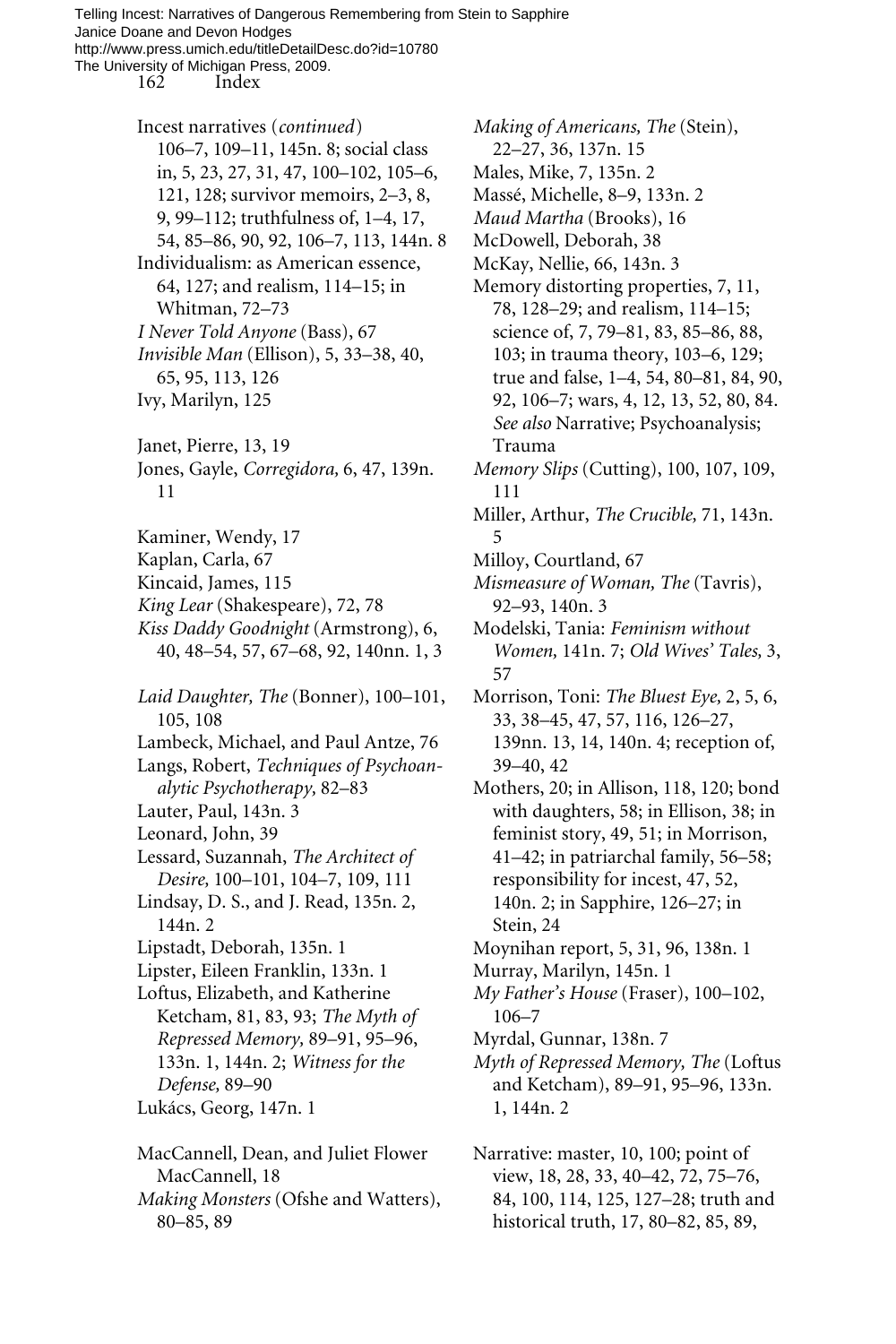Incest narratives (*continued*) 106–7, 109–11, 145n. 8; social class in, 5, 23, 27, 31, 47, 100–102, 105–6, 121, 128; survivor memoirs, 2–3, 8, 9, 99–112; truthfulness of, 1–4, 17, 54, 85–86, 90, 92, 106–7, 113, 144n. 8

Individualism: as American essence, 64, 127; and realism, 114–15; in Whitman, 72–73

*I Never Told Anyone* (Bass), 67

*Invisible Man* (Ellison), 5, 33–38, 40, 65, 95, 113, 126

Ivy, Marilyn, 125

Janet, Pierre, 13, 19

Jones, Gayle, *Corregidora,* 6, 47, 139n. 11

Kaminer, Wendy, 17

Kaplan, Carla, 67

Kincaid, James, 115

*King Lear* (Shakespeare), 72, 78

*Kiss Daddy Goodnight* (Armstrong), 6, 40, 48–54, 57, 67–68, 92, 140nn. 1, 3

*Laid Daughter, The* (Bonner), 100–101, 105, 108

Lambeck, Michael, and Paul Antze, 76

Langs, Robert, *Techniques of Psychoanalytic Psychotherapy,* 82–83

Lauter, Paul, 143n. 3

Leonard, John, 39

Lessard, Suzannah, *The Architect of Desire,* 100–101, 104–7, 109, 111

Lindsay, D. S., and J. Read, 135n. 2, 144n. 2

Lipstadt, Deborah, 135n. 1

Lipster, Eileen Franklin, 133n. 1

Loftus, Elizabeth, and Katherine Ketcham, 81, 83, 93; *The Myth of Repressed Memory,* 89–91, 95–96, 133n. 1, 144n. 2; *Witness for the Defense,* 89–90

Lukács, Georg, 147n. 1

MacCannell, Dean, and Juliet Flower MacCannell, 18

*Making Monsters* (Ofshe and Watters), 80–85, 89

*Making of Americans, The* (Stein), 22–27, 36, 137n. 15

Males, Mike, 7, 135n. 2

Massé, Michelle, 8–9, 133n. 2

*Maud Martha* (Brooks), 16

McDowell, Deborah, 38

McKay, Nellie, 66, 143n. 3

Memory distorting properties, 7, 11, 78, 128–29; and realism, 114–15; science of, 7, 79–81, 83, 85–86, 88, 103; in trauma theory, 103–6, 129; true and false, 1–4, 54, 80–81, 84, 90, 92, 106–7; wars, 4, 12, 13, 52, 80, 84. *See also* Narrative; Psychoanalysis; Trauma

*Memory Slips* (Cutting), 100, 107, 109, 111

Miller, Arthur, *The Crucible,* 71, 143n. 5

Milloy, Courtland, 67

*Mismeasure of Woman, The* (Tavris), 92–93, 140n. 3

Modelski, Tania: *Feminism without Women,* 141n. 7; *Old Wives' Tales,* 3, 57

Morrison, Toni: *The Bluest Eye,* 2, 5, 6, 33, 38–45, 47, 57, 116, 126–27, 139nn. 13, 14, 140n. 4; reception of, 39–40, 42

Mothers, 20; in Allison, 118, 120; bond with daughters, 58; in Ellison, 38; in feminist story, 49, 51; in Morrison, 41–42; in patriarchal family, 56–58; responsibility for incest, 47, 52, 140n. 2; in Sapphire, 126–27; in Stein, 24

Moynihan report, 5, 31, 96, 138n. 1

Murray, Marilyn, 145n. 1

*My Father's House* (Fraser), 100–102, 106–7

Myrdal, Gunnar, 138n. 7

*Myth of Repressed Memory, The* (Loftus and Ketcham), 89–91, 95–96, 133n. 1, 144n. 2

Narrative: master, 10, 100; point of view, 18, 28, 33, 40–42, 72, 75–76, 84, 100, 114, 125, 127–28; truth and historical truth, 17, 80–82, 85, 89,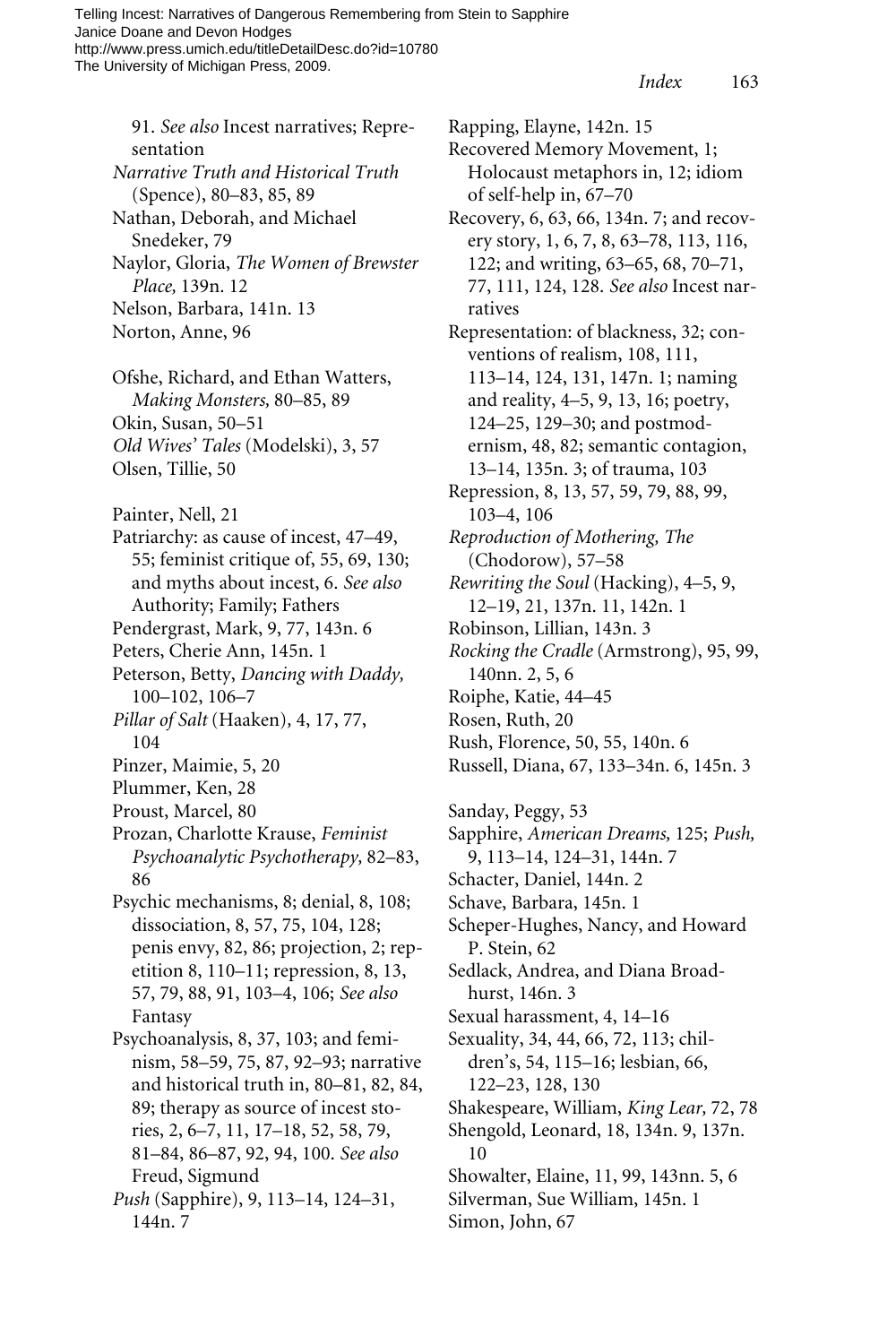91. *See also* Incest narratives; Representation

*Narrative Truth and Historical Truth* (Spence), 80–83, 85, 89

Nathan, Deborah, and Michael Snedeker, 79

Naylor, Gloria, *The Women of Brewster Place,* 139n. 12

Nelson, Barbara, 141n. 13

Norton, Anne, 96

Ofshe, Richard, and Ethan Watters, *Making Monsters,* 80–85, 89

Okin, Susan, 50–51

*Old Wives' Tales* (Modelski), 3, 57

Olsen, Tillie, 50

Painter, Nell, 21

Patriarchy: as cause of incest, 47–49, 55; feminist critique of, 55, 69, 130; and myths about incest, 6. *See also* Authority; Family; Fathers

Pendergrast, Mark, 9, 77, 143n. 6

Peters, Cherie Ann, 145n. 1

Peterson, Betty, *Dancing with Daddy,* 100–102, 106–7

*Pillar of Salt* (Haaken), 4, 17, 77, 104

Pinzer, Maimie, 5, 20

Plummer, Ken, 28

Proust, Marcel, 80

Prozan, Charlotte Krause, *Feminist Psychoanalytic Psychotherapy,* 82–83, 86

Psychic mechanisms, 8; denial, 8, 108; dissociation, 8, 57, 75, 104, 128; penis envy, 82, 86; projection, 2; repetition 8, 110–11; repression, 8, 13, 57, 79, 88, 91, 103–4, 106; *See also* Fantasy

Psychoanalysis, 8, 37, 103; and feminism, 58–59, 75, 87, 92–93; narrative and historical truth in, 80–81, 82, 84, 89; therapy as source of incest stories, 2, 6–7, 11, 17–18, 52, 58, 79, 81–84, 86–87, 92, 94, 100. *See also* Freud, Sigmund

*Push* (Sapphire), 9, 113–14, 124–31, 144n. 7

Rapping, Elayne, 142n. 15

Recovered Memory Movement, 1; Holocaust metaphors in, 12; idiom of self-help in, 67–70

Recovery, 6, 63, 66, 134n. 7; and recovery story, 1, 6, 7, 8, 63–78, 113, 116, 122; and writing, 63–65, 68, 70–71, 77, 111, 124, 128. *See also* Incest narratives

Representation: of blackness, 32; conventions of realism, 108, 111, 113–14, 124, 131, 147n. 1; naming and reality, 4–5, 9, 13, 16; poetry, 124–25, 129–30; and postmodernism, 48, 82; semantic contagion, 13–14, 135n. 3; of trauma, 103

Repression, 8, 13, 57, 59, 79, 88, 99, 103–4, 106

*Reproduction of Mothering, The* (Chodorow), 57–58

*Rewriting the Soul* (Hacking), 4–5, 9, 12–19, 21, 137n. 11, 142n. 1

Robinson, Lillian, 143n. 3

*Rocking the Cradle* (Armstrong), 95, 99, 140nn. 2, 5, 6

Roiphe, Katie, 44–45

Rosen, Ruth, 20

Rush, Florence, 50, 55, 140n. 6

Russell, Diana, 67, 133–34n. 6, 145n. 3

Sanday, Peggy, 53

Sapphire, *American Dreams,* 125; *Push,* 9, 113–14, 124–31, 144n. 7

Schacter, Daniel, 144n. 2

Schave, Barbara, 145n. 1

Scheper-Hughes, Nancy, and Howard P. Stein, 62

Sedlack, Andrea, and Diana Broadhurst, 146n. 3

Sexual harassment, 4, 14–16

Sexuality, 34, 44, 66, 72, 113; children's, 54, 115–16; lesbian, 66, 122–23, 128, 130

Shakespeare, William, *King Lear,* 72, 78

Shengold, Leonard, 18, 134n. 9, 137n. 10

Showalter, Elaine, 11, 99, 143nn. 5, 6

Silverman, Sue William, 145n. 1

Simon, John, 67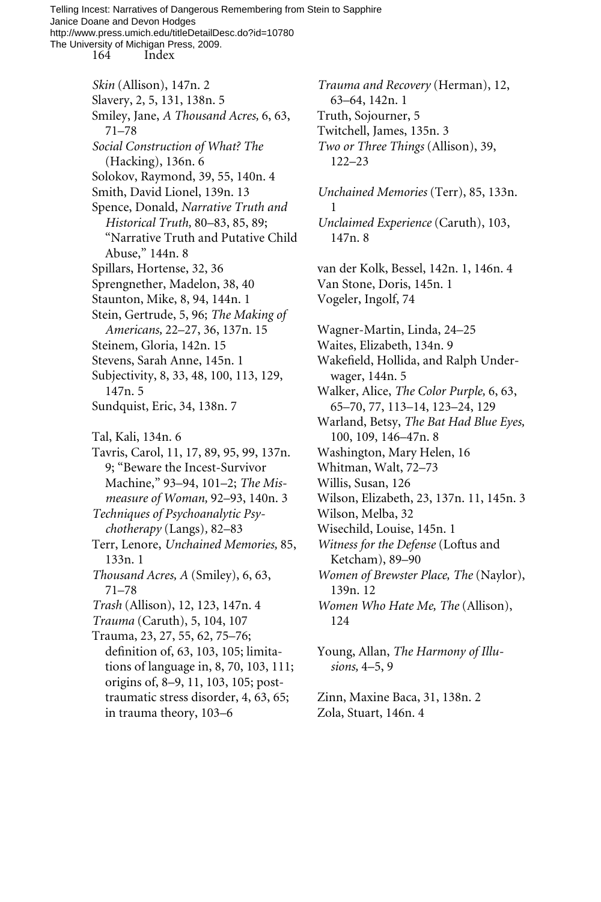*Skin* (Allison), 147n. 2
Slavery, 2, 5, 131, 138n. 5
Smiley, Jane, *A Thousand Acres,* 6, 63, 71–78
*Social Construction of What? The* (Hacking), 136n. 6
Solokov, Raymond, 39, 55, 140n. 4
Smith, David Lionel, 139n. 13
Spence, Donald, *Narrative Truth and Historical Truth,* 80–83, 85, 89; "Narrative Truth and Putative Child Abuse," 144n. 8
Spillars, Hortense, 32, 36
Sprengnether, Madelon, 38, 40
Staunton, Mike, 8, 94, 144n. 1
Stein, Gertrude, 5, 96; *The Making of Americans,* 22–27, 36, 137n. 15
Steinem, Gloria, 142n. 15
Stevens, Sarah Anne, 145n. 1
Subjectivity, 8, 33, 48, 100, 113, 129, 147n. 5
Sundquist, Eric, 34, 138n. 7

Tal, Kali, 134n. 6
Tavris, Carol, 11, 17, 89, 95, 99, 137n. 9; "Beware the Incest-Survivor Machine," 93–94, 101–2; *The Mismeasure of Woman,* 92–93, 140n. 3
*Techniques of Psychoanalytic Psychotherapy* (Langs), 82–83
Terr, Lenore, *Unchained Memories,* 85, 133n. 1
*Thousand Acres, A* (Smiley), 6, 63, 71–78
*Trash* (Allison), 12, 123, 147n. 4
*Trauma* (Caruth), 5, 104, 107
Trauma, 23, 27, 55, 62, 75–76; definition of, 63, 103, 105; limitations of language in, 8, 70, 103, 111; origins of, 8–9, 11, 103, 105; post-traumatic stress disorder, 4, 63, 65; in trauma theory, 103–6
*Trauma and Recovery* (Herman), 12, 63–64, 142n. 1
Truth, Sojourner, 5
Twitchell, James, 135n. 3
*Two or Three Things* (Allison), 39, 122–23

*Unchained Memories* (Terr), 85, 133n. 1
*Unclaimed Experience* (Caruth), 103, 147n. 8

van der Kolk, Bessel, 142n. 1, 146n. 4
Van Stone, Doris, 145n. 1
Vogeler, Ingolf, 74

Wagner-Martin, Linda, 24–25
Waites, Elizabeth, 134n. 9
Wakefield, Hollida, and Ralph Underwager, 144n. 5
Walker, Alice, *The Color Purple,* 6, 63, 65–70, 77, 113–14, 123–24, 129
Warland, Betsy, *The Bat Had Blue Eyes,* 100, 109, 146–47n. 8
Washington, Mary Helen, 16
Whitman, Walt, 72–73
Willis, Susan, 126
Wilson, Elizabeth, 23, 137n. 11, 145n. 3
Wilson, Melba, 32
Wisechild, Louise, 145n. 1
*Witness for the Defense* (Loftus and Ketcham), 89–90
*Women of Brewster Place, The* (Naylor), 139n. 12
*Women Who Hate Me, The* (Allison), 124

Young, Allan, *The Harmony of Illusions,* 4–5, 9

Zinn, Maxine Baca, 31, 138n. 2
Zola, Stuart, 146n. 4